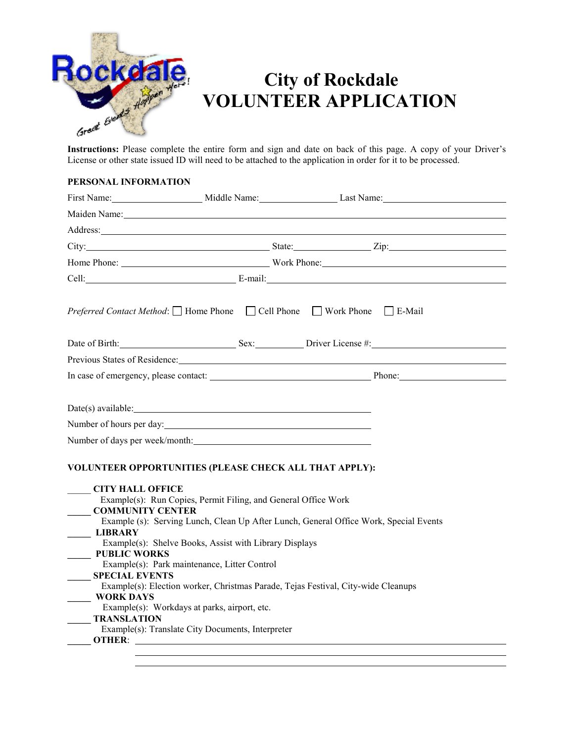# City of Rockdale
# VOLUNTEER APPLICATION

**Instructions:** Please complete the entire form and sign and date on back of this page. A copy of your Driver's License or other state issued ID will need to be attached to the application in order for it to be processed.

**PERSONAL INFORMATION**

First Name:____________________ Middle Name:________________ Last Name:__________________________

Maiden Name:________________________________________________________________________________

Address:____________________________________________________________________________________

City:________________________________________ State:________________ Zip:__________________________

Home Phone: _________________________________ Work Phone:_____________________________________

Cell:_________________________________ E-mail:_________________________________________________

*Preferred Contact Method*: ☐ Home Phone ☐ Cell Phone ☐ Work Phone ☐ E-Mail

Date of Birth:_________________________ Sex:__________ Driver License #:____________________________

Previous States of Residence:__________________________________________________________________

In case of emergency, please contact: __________________________________ Phone:_______________________

Date(s) available:_______________________________________________

Number of hours per day:_________________________________________

Number of days per week/month:___________________________________

**VOLUNTEER OPPORTUNITIES (PLEASE CHECK ALL THAT APPLY):**

_____ **CITY HALL OFFICE**
Example(s): Run Copies, Permit Filing, and General Office Work

_____ **COMMUNITY CENTER**
Example (s): Serving Lunch, Clean Up After Lunch, General Office Work, Special Events

_____ **LIBRARY**
Example(s): Shelve Books, Assist with Library Displays

_____ **PUBLIC WORKS**
Example(s): Park maintenance, Litter Control

_____ **SPECIAL EVENTS**
Example(s): Election worker, Christmas Parade, Tejas Festival, City-wide Cleanups

_____ **WORK DAYS**
Example(s): Workdays at parks, airport, etc.

_____ **TRANSLATION**
Example(s): Translate City Documents, Interpreter

_____ **OTHER**: ____________________________________________________________________________
____________________________________________________________________________
____________________________________________________________________________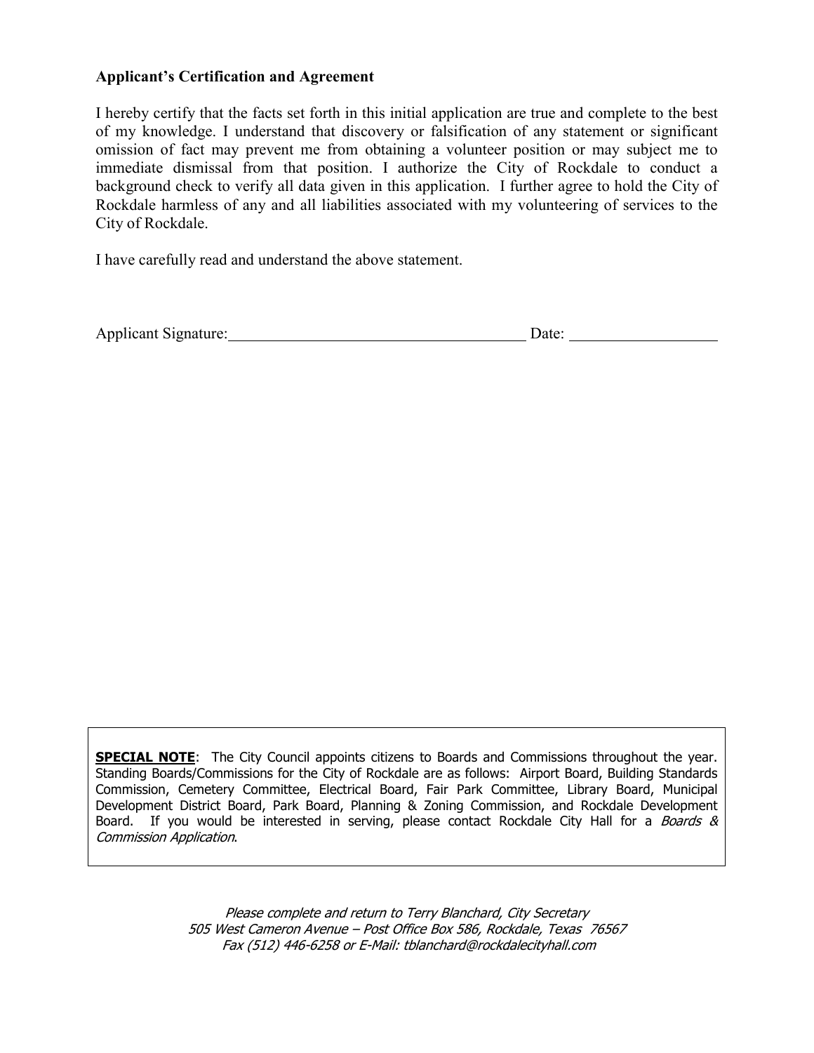**Applicant's Certification and Agreement**

I hereby certify that the facts set forth in this initial application are true and complete to the best of my knowledge. I understand that discovery or falsification of any statement or significant omission of fact may prevent me from obtaining a volunteer position or may subject me to immediate dismissal from that position. I authorize the City of Rockdale to conduct a background check to verify all data given in this application. I further agree to hold the City of Rockdale harmless of any and all liabilities associated with my volunteering of services to the City of Rockdale.

I have carefully read and understand the above statement.

Applicant Signature:______________________________________ Date: ___________________

**SPECIAL NOTE**: The City Council appoints citizens to Boards and Commissions throughout the year. Standing Boards/Commissions for the City of Rockdale are as follows: Airport Board, Building Standards Commission, Cemetery Committee, Electrical Board, Fair Park Committee, Library Board, Municipal Development District Board, Park Board, Planning & Zoning Commission, and Rockdale Development Board. If you would be interested in serving, please contact Rockdale City Hall for a *Boards & Commission Application*.

*Please complete and return to Terry Blanchard, City Secretary*
*505 West Cameron Avenue – Post Office Box 586, Rockdale, Texas 76567*
*Fax (512) 446-6258 or E-Mail: tblanchard@rockdalecityhall.com*